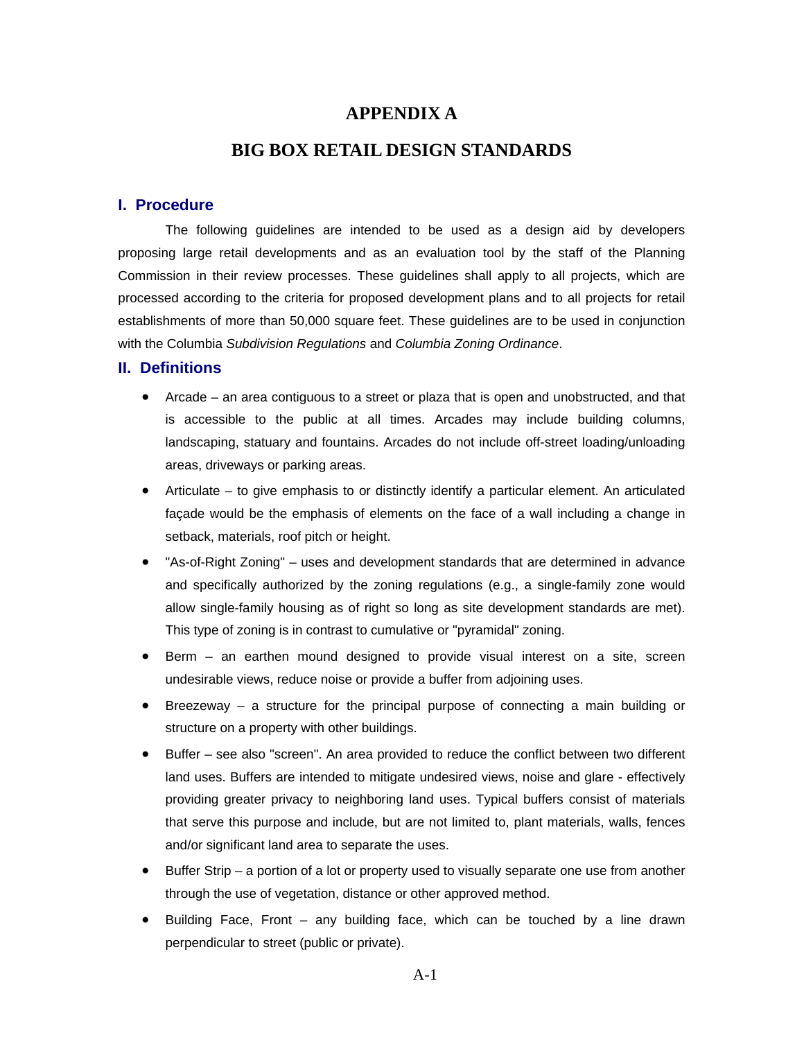# APPENDIX A

# BIG BOX RETAIL DESIGN STANDARDS

## I. Procedure

The following guidelines are intended to be used as a design aid by developers proposing large retail developments and as an evaluation tool by the staff of the Planning Commission in their review processes. These guidelines shall apply to all projects, which are processed according to the criteria for proposed development plans and to all projects for retail establishments of more than 50,000 square feet. These guidelines are to be used in conjunction with the Columbia *Subdivision Regulations* and *Columbia Zoning Ordinance*.

## II. Definitions

- Arcade – an area contiguous to a street or plaza that is open and unobstructed, and that is accessible to the public at all times. Arcades may include building columns, landscaping, statuary and fountains. Arcades do not include off-street loading/unloading areas, driveways or parking areas.
- Articulate – to give emphasis to or distinctly identify a particular element. An articulated façade would be the emphasis of elements on the face of a wall including a change in setback, materials, roof pitch or height.
- "As-of-Right Zoning" – uses and development standards that are determined in advance and specifically authorized by the zoning regulations (e.g., a single-family zone would allow single-family housing as of right so long as site development standards are met). This type of zoning is in contrast to cumulative or "pyramidal" zoning.
- Berm – an earthen mound designed to provide visual interest on a site, screen undesirable views, reduce noise or provide a buffer from adjoining uses.
- Breezeway – a structure for the principal purpose of connecting a main building or structure on a property with other buildings.
- Buffer – see also "screen". An area provided to reduce the conflict between two different land uses. Buffers are intended to mitigate undesired views, noise and glare - effectively providing greater privacy to neighboring land uses. Typical buffers consist of materials that serve this purpose and include, but are not limited to, plant materials, walls, fences and/or significant land area to separate the uses.
- Buffer Strip – a portion of a lot or property used to visually separate one use from another through the use of vegetation, distance or other approved method.
- Building Face, Front – any building face, which can be touched by a line drawn perpendicular to street (public or private).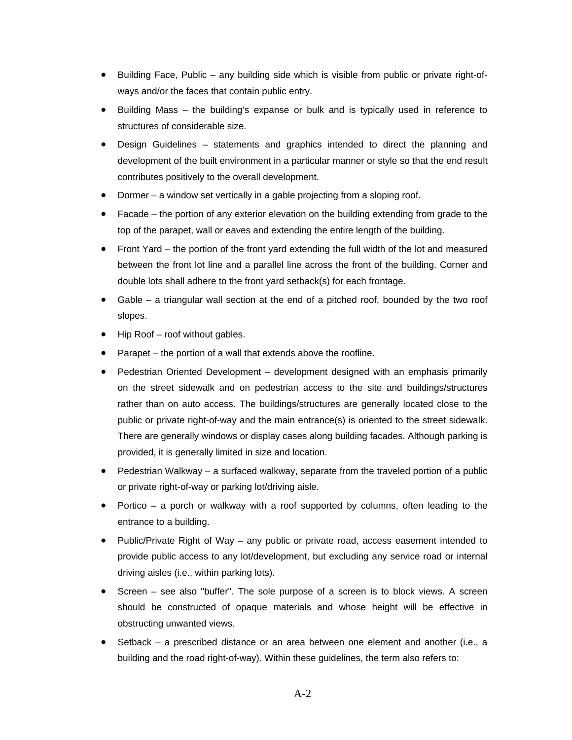- Building Face, Public – any building side which is visible from public or private right-of-ways and/or the faces that contain public entry.
- Building Mass – the building's expanse or bulk and is typically used in reference to structures of considerable size.
- Design Guidelines – statements and graphics intended to direct the planning and development of the built environment in a particular manner or style so that the end result contributes positively to the overall development.
- Dormer – a window set vertically in a gable projecting from a sloping roof.
- Facade – the portion of any exterior elevation on the building extending from grade to the top of the parapet, wall or eaves and extending the entire length of the building.
- Front Yard – the portion of the front yard extending the full width of the lot and measured between the front lot line and a parallel line across the front of the building. Corner and double lots shall adhere to the front yard setback(s) for each frontage.
- Gable – a triangular wall section at the end of a pitched roof, bounded by the two roof slopes.
- Hip Roof – roof without gables.
- Parapet – the portion of a wall that extends above the roofline.
- Pedestrian Oriented Development – development designed with an emphasis primarily on the street sidewalk and on pedestrian access to the site and buildings/structures rather than on auto access. The buildings/structures are generally located close to the public or private right-of-way and the main entrance(s) is oriented to the street sidewalk. There are generally windows or display cases along building facades. Although parking is provided, it is generally limited in size and location.
- Pedestrian Walkway – a surfaced walkway, separate from the traveled portion of a public or private right-of-way or parking lot/driving aisle.
- Portico – a porch or walkway with a roof supported by columns, often leading to the entrance to a building.
- Public/Private Right of Way – any public or private road, access easement intended to provide public access to any lot/development, but excluding any service road or internal driving aisles (i.e., within parking lots).
- Screen – see also "buffer". The sole purpose of a screen is to block views. A screen should be constructed of opaque materials and whose height will be effective in obstructing unwanted views.
- Setback – a prescribed distance or an area between one element and another (i.e., a building and the road right-of-way). Within these guidelines, the term also refers to: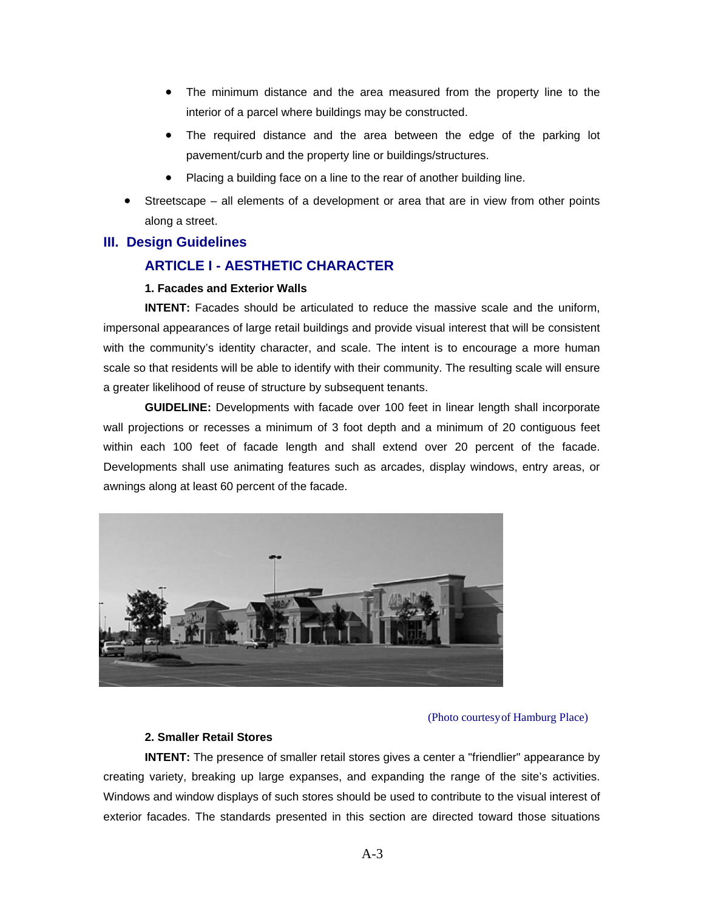- The minimum distance and the area measured from the property line to the interior of a parcel where buildings may be constructed.
- The required distance and the area between the edge of the parking lot pavement/curb and the property line or buildings/structures.
- Placing a building face on a line to the rear of another building line.

- Streetscape – all elements of a development or area that are in view from other points along a street.

## III. Design Guidelines

### ARTICLE I - AESTHETIC CHARACTER

**1. Facades and Exterior Walls**

**INTENT:** Facades should be articulated to reduce the massive scale and the uniform, impersonal appearances of large retail buildings and provide visual interest that will be consistent with the community's identity character, and scale. The intent is to encourage a more human scale so that residents will be able to identify with their community. The resulting scale will ensure a greater likelihood of reuse of structure by subsequent tenants.

**GUIDELINE:** Developments with facade over 100 feet in linear length shall incorporate wall projections or recesses a minimum of 3 foot depth and a minimum of 20 contiguous feet within each 100 feet of facade length and shall extend over 20 percent of the facade. Developments shall use animating features such as arcades, display windows, entry areas, or awnings along at least 60 percent of the facade.

(Photo courtesy of Hamburg Place)

**2. Smaller Retail Stores**

**INTENT:** The presence of smaller retail stores gives a center a "friendlier" appearance by creating variety, breaking up large expanses, and expanding the range of the site's activities. Windows and window displays of such stores should be used to contribute to the visual interest of exterior facades. The standards presented in this section are directed toward those situations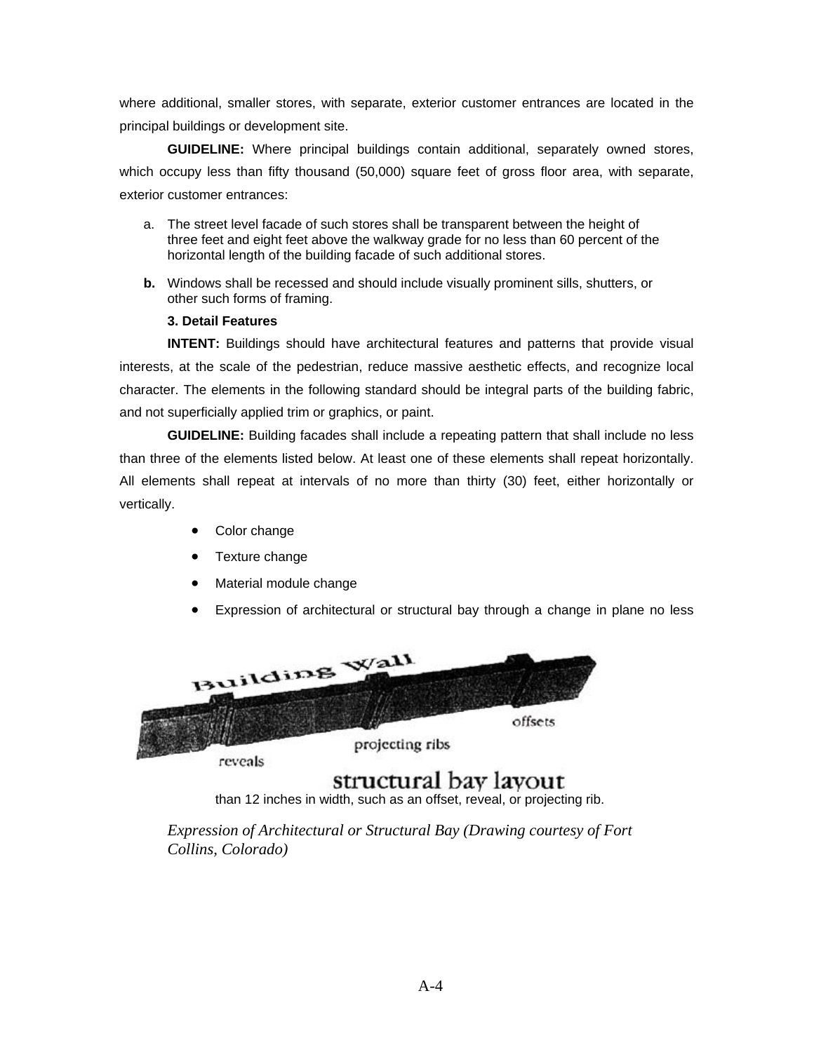where additional, smaller stores, with separate, exterior customer entrances are located in the principal buildings or development site.

**GUIDELINE:** Where principal buildings contain additional, separately owned stores, which occupy less than fifty thousand (50,000) square feet of gross floor area, with separate, exterior customer entrances:

a. The street level facade of such stores shall be transparent between the height of three feet and eight feet above the walkway grade for no less than 60 percent of the horizontal length of the building facade of such additional stores.

**b.** Windows shall be recessed and should include visually prominent sills, shutters, or other such forms of framing.

**3. Detail Features**

**INTENT:** Buildings should have architectural features and patterns that provide visual interests, at the scale of the pedestrian, reduce massive aesthetic effects, and recognize local character. The elements in the following standard should be integral parts of the building fabric, and not superficially applied trim or graphics, or paint.

**GUIDELINE:** Building facades shall include a repeating pattern that shall include no less than three of the elements listed below. At least one of these elements shall repeat horizontally. All elements shall repeat at intervals of no more than thirty (30) feet, either horizontally or vertically.

- Color change
- Texture change
- Material module change
- Expression of architectural or structural bay through a change in plane no less than 12 inches in width, such as an offset, reveal, or projecting rib.

*Expression of Architectural or Structural Bay (Drawing courtesy of Fort Collins, Colorado)*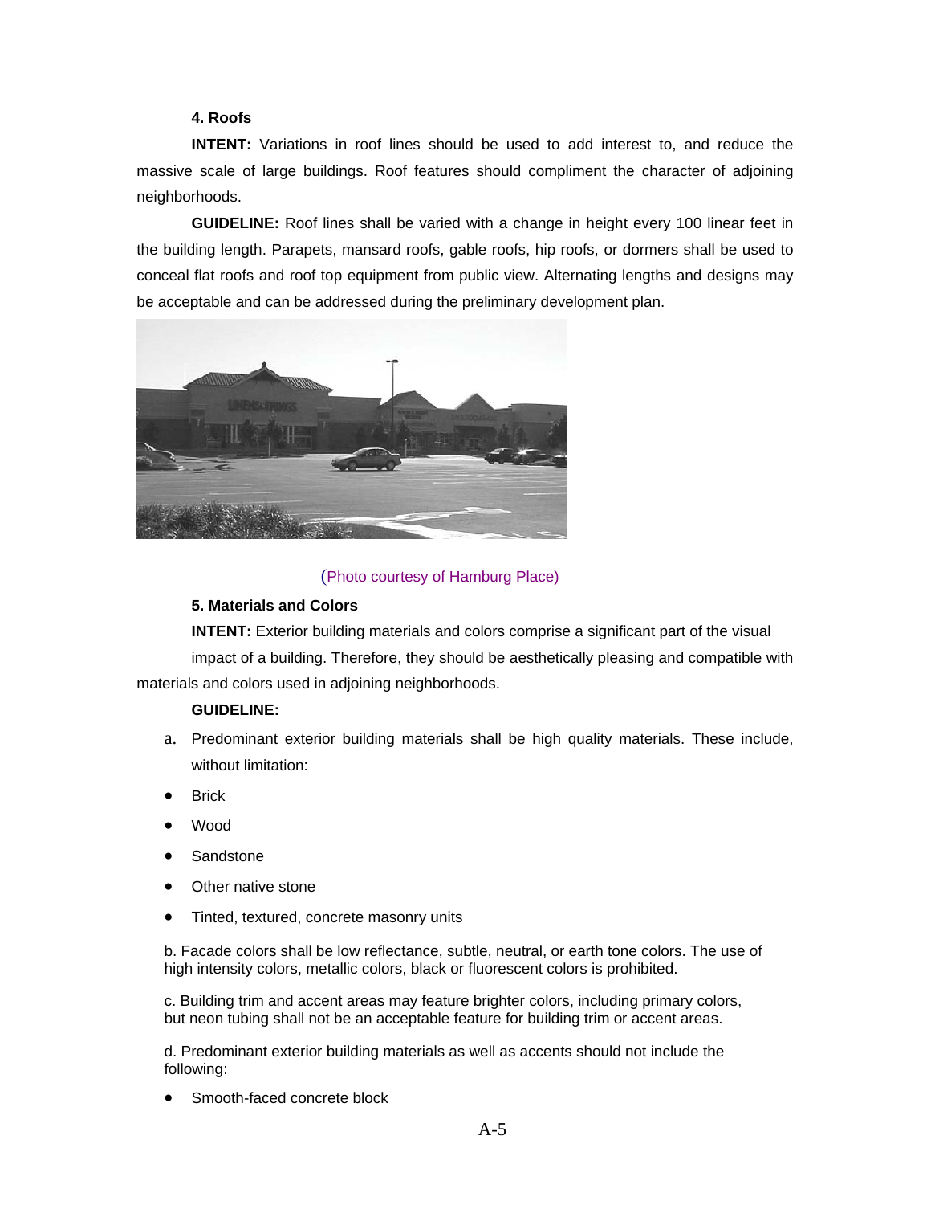### 4. Roofs

**INTENT:** Variations in roof lines should be used to add interest to, and reduce the massive scale of large buildings. Roof features should compliment the character of adjoining neighborhoods.

**GUIDELINE:** Roof lines shall be varied with a change in height every 100 linear feet in the building length. Parapets, mansard roofs, gable roofs, hip roofs, or dormers shall be used to conceal flat roofs and roof top equipment from public view. Alternating lengths and designs may be acceptable and can be addressed during the preliminary development plan.

(Photo courtesy of Hamburg Place)

### 5. Materials and Colors

**INTENT:** Exterior building materials and colors comprise a significant part of the visual impact of a building. Therefore, they should be aesthetically pleasing and compatible with materials and colors used in adjoining neighborhoods.

**GUIDELINE:**

a. Predominant exterior building materials shall be high quality materials. These include, without limitation:

- Brick
- Wood
- Sandstone
- Other native stone
- Tinted, textured, concrete masonry units

b. Facade colors shall be low reflectance, subtle, neutral, or earth tone colors. The use of high intensity colors, metallic colors, black or fluorescent colors is prohibited.

c. Building trim and accent areas may feature brighter colors, including primary colors, but neon tubing shall not be an acceptable feature for building trim or accent areas.

d. Predominant exterior building materials as well as accents should not include the following:

- Smooth-faced concrete block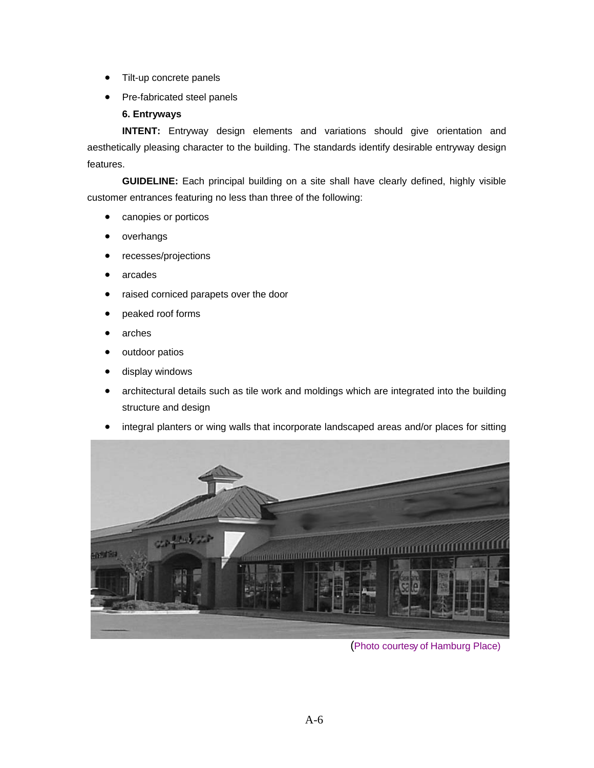- Tilt-up concrete panels
- Pre-fabricated steel panels

**6. Entryways**

**INTENT:** Entryway design elements and variations should give orientation and aesthetically pleasing character to the building. The standards identify desirable entryway design features.

**GUIDELINE:** Each principal building on a site shall have clearly defined, highly visible customer entrances featuring no less than three of the following:

- canopies or porticos
- overhangs
- recesses/projections
- arcades
- raised corniced parapets over the door
- peaked roof forms
- arches
- outdoor patios
- display windows
- architectural details such as tile work and moldings which are integrated into the building structure and design
- integral planters or wing walls that incorporate landscaped areas and/or places for sitting

(Photo courtesy of Hamburg Place)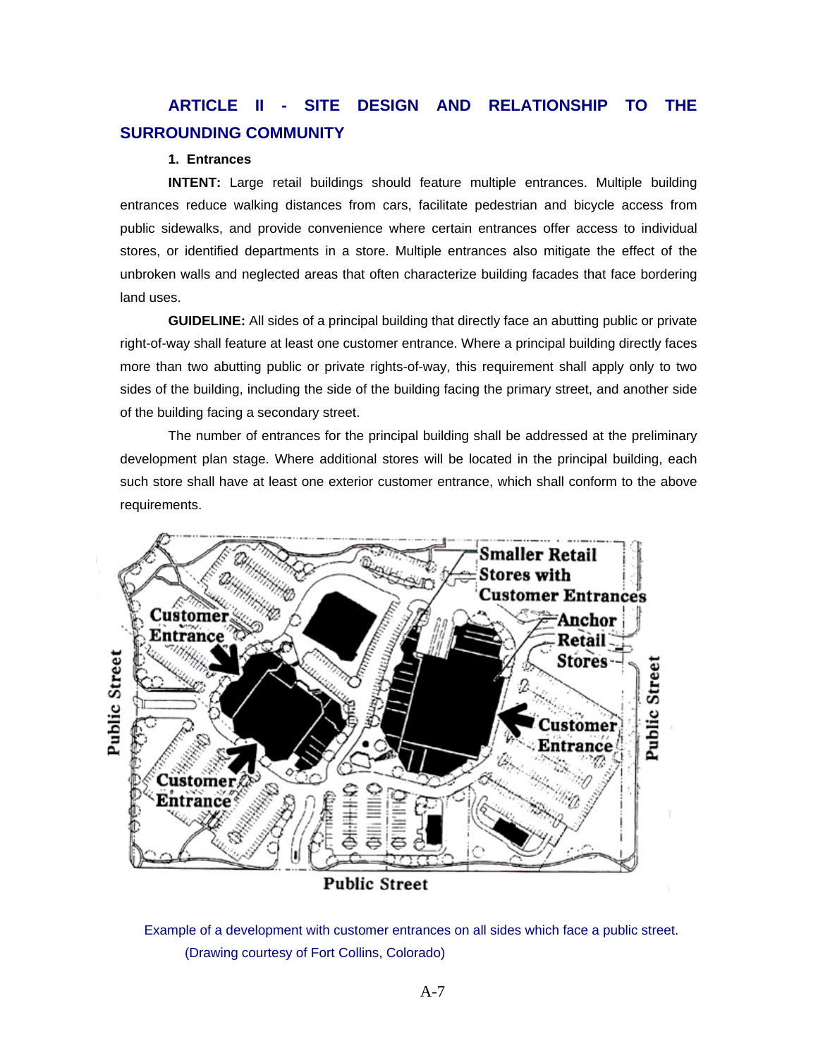## ARTICLE II - SITE DESIGN AND RELATIONSHIP TO THE SURROUNDING COMMUNITY

**1. Entrances**

**INTENT:** Large retail buildings should feature multiple entrances. Multiple building entrances reduce walking distances from cars, facilitate pedestrian and bicycle access from public sidewalks, and provide convenience where certain entrances offer access to individual stores, or identified departments in a store. Multiple entrances also mitigate the effect of the unbroken walls and neglected areas that often characterize building facades that face bordering land uses.

**GUIDELINE:** All sides of a principal building that directly face an abutting public or private right-of-way shall feature at least one customer entrance. Where a principal building directly faces more than two abutting public or private rights-of-way, this requirement shall apply only to two sides of the building, including the side of the building facing the primary street, and another side of the building facing a secondary street.

The number of entrances for the principal building shall be addressed at the preliminary development plan stage. Where additional stores will be located in the principal building, each such store shall have at least one exterior customer entrance, which shall conform to the above requirements.

Example of a development with customer entrances on all sides which face a public street. (Drawing courtesy of Fort Collins, Colorado)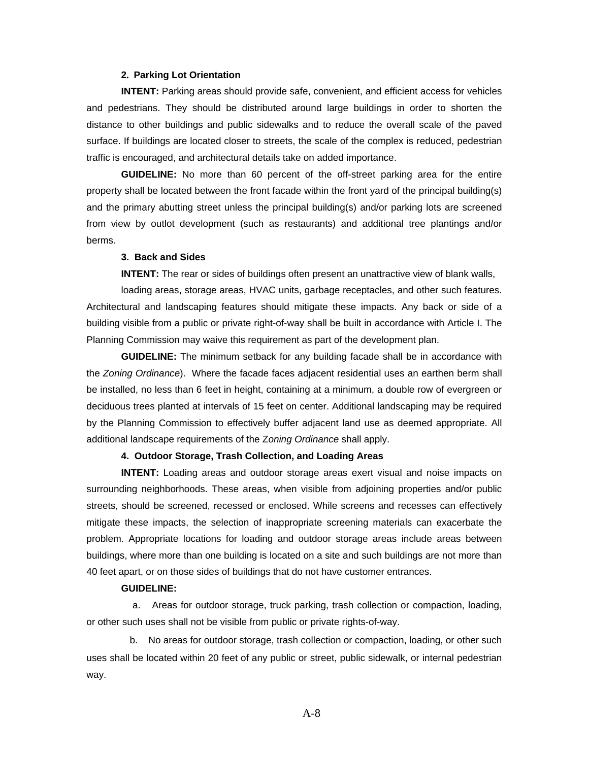**2. Parking Lot Orientation**

**INTENT:** Parking areas should provide safe, convenient, and efficient access for vehicles and pedestrians. They should be distributed around large buildings in order to shorten the distance to other buildings and public sidewalks and to reduce the overall scale of the paved surface. If buildings are located closer to streets, the scale of the complex is reduced, pedestrian traffic is encouraged, and architectural details take on added importance.

**GUIDELINE:** No more than 60 percent of the off-street parking area for the entire property shall be located between the front facade within the front yard of the principal building(s) and the primary abutting street unless the principal building(s) and/or parking lots are screened from view by outlot development (such as restaurants) and additional tree plantings and/or berms.

**3. Back and Sides**

**INTENT:** The rear or sides of buildings often present an unattractive view of blank walls,

loading areas, storage areas, HVAC units, garbage receptacles, and other such features. Architectural and landscaping features should mitigate these impacts. Any back or side of a building visible from a public or private right-of-way shall be built in accordance with Article I. The Planning Commission may waive this requirement as part of the development plan.

**GUIDELINE:** The minimum setback for any building facade shall be in accordance with the *Zoning Ordinance*). Where the facade faces adjacent residential uses an earthen berm shall be installed, no less than 6 feet in height, containing at a minimum, a double row of evergreen or deciduous trees planted at intervals of 15 feet on center. Additional landscaping may be required by the Planning Commission to effectively buffer adjacent land use as deemed appropriate. All additional landscape requirements of the Z*oning Ordinance* shall apply.

**4. Outdoor Storage, Trash Collection, and Loading Areas**

**INTENT:** Loading areas and outdoor storage areas exert visual and noise impacts on surrounding neighborhoods. These areas, when visible from adjoining properties and/or public streets, should be screened, recessed or enclosed. While screens and recesses can effectively mitigate these impacts, the selection of inappropriate screening materials can exacerbate the problem. Appropriate locations for loading and outdoor storage areas include areas between buildings, where more than one building is located on a site and such buildings are not more than 40 feet apart, or on those sides of buildings that do not have customer entrances.

**GUIDELINE:**

a. Areas for outdoor storage, truck parking, trash collection or compaction, loading, or other such uses shall not be visible from public or private rights-of-way.

b. No areas for outdoor storage, trash collection or compaction, loading, or other such uses shall be located within 20 feet of any public or street, public sidewalk, or internal pedestrian way.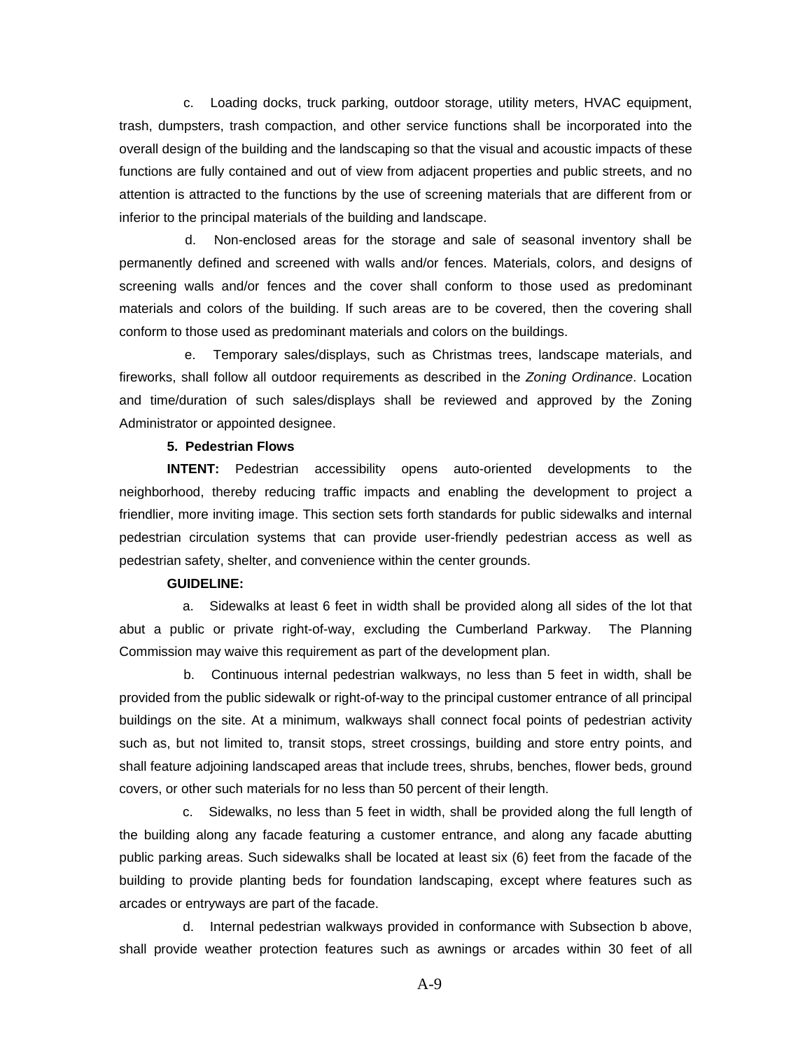c. Loading docks, truck parking, outdoor storage, utility meters, HVAC equipment, trash, dumpsters, trash compaction, and other service functions shall be incorporated into the overall design of the building and the landscaping so that the visual and acoustic impacts of these functions are fully contained and out of view from adjacent properties and public streets, and no attention is attracted to the functions by the use of screening materials that are different from or inferior to the principal materials of the building and landscape.

d. Non-enclosed areas for the storage and sale of seasonal inventory shall be permanently defined and screened with walls and/or fences. Materials, colors, and designs of screening walls and/or fences and the cover shall conform to those used as predominant materials and colors of the building. If such areas are to be covered, then the covering shall conform to those used as predominant materials and colors on the buildings.

e. Temporary sales/displays, such as Christmas trees, landscape materials, and fireworks, shall follow all outdoor requirements as described in the *Zoning Ordinance*. Location and time/duration of such sales/displays shall be reviewed and approved by the Zoning Administrator or appointed designee.

**5. Pedestrian Flows**

**INTENT:** Pedestrian accessibility opens auto-oriented developments to the neighborhood, thereby reducing traffic impacts and enabling the development to project a friendlier, more inviting image. This section sets forth standards for public sidewalks and internal pedestrian circulation systems that can provide user-friendly pedestrian access as well as pedestrian safety, shelter, and convenience within the center grounds.

**GUIDELINE:**

a. Sidewalks at least 6 feet in width shall be provided along all sides of the lot that abut a public or private right-of-way, excluding the Cumberland Parkway. The Planning Commission may waive this requirement as part of the development plan.

b. Continuous internal pedestrian walkways, no less than 5 feet in width, shall be provided from the public sidewalk or right-of-way to the principal customer entrance of all principal buildings on the site. At a minimum, walkways shall connect focal points of pedestrian activity such as, but not limited to, transit stops, street crossings, building and store entry points, and shall feature adjoining landscaped areas that include trees, shrubs, benches, flower beds, ground covers, or other such materials for no less than 50 percent of their length.

c. Sidewalks, no less than 5 feet in width, shall be provided along the full length of the building along any facade featuring a customer entrance, and along any facade abutting public parking areas. Such sidewalks shall be located at least six (6) feet from the facade of the building to provide planting beds for foundation landscaping, except where features such as arcades or entryways are part of the facade.

d. Internal pedestrian walkways provided in conformance with Subsection b above, shall provide weather protection features such as awnings or arcades within 30 feet of all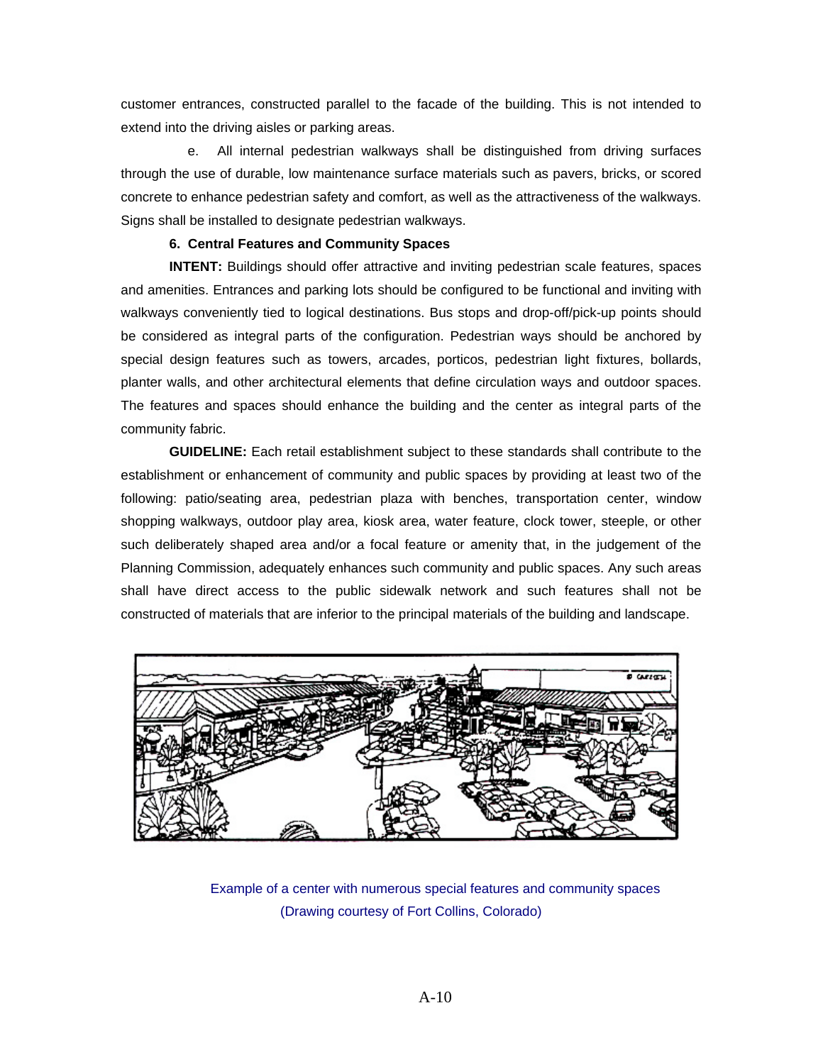customer entrances, constructed parallel to the facade of the building. This is not intended to extend into the driving aisles or parking areas.

e. All internal pedestrian walkways shall be distinguished from driving surfaces through the use of durable, low maintenance surface materials such as pavers, bricks, or scored concrete to enhance pedestrian safety and comfort, as well as the attractiveness of the walkways. Signs shall be installed to designate pedestrian walkways.

**6. Central Features and Community Spaces**

**INTENT:** Buildings should offer attractive and inviting pedestrian scale features, spaces and amenities. Entrances and parking lots should be configured to be functional and inviting with walkways conveniently tied to logical destinations. Bus stops and drop-off/pick-up points should be considered as integral parts of the configuration. Pedestrian ways should be anchored by special design features such as towers, arcades, porticos, pedestrian light fixtures, bollards, planter walls, and other architectural elements that define circulation ways and outdoor spaces. The features and spaces should enhance the building and the center as integral parts of the community fabric.

**GUIDELINE:** Each retail establishment subject to these standards shall contribute to the establishment or enhancement of community and public spaces by providing at least two of the following: patio/seating area, pedestrian plaza with benches, transportation center, window shopping walkways, outdoor play area, kiosk area, water feature, clock tower, steeple, or other such deliberately shaped area and/or a focal feature or amenity that, in the judgement of the Planning Commission, adequately enhances such community and public spaces. Any such areas shall have direct access to the public sidewalk network and such features shall not be constructed of materials that are inferior to the principal materials of the building and landscape.

Example of a center with numerous special features and community spaces
(Drawing courtesy of Fort Collins, Colorado)